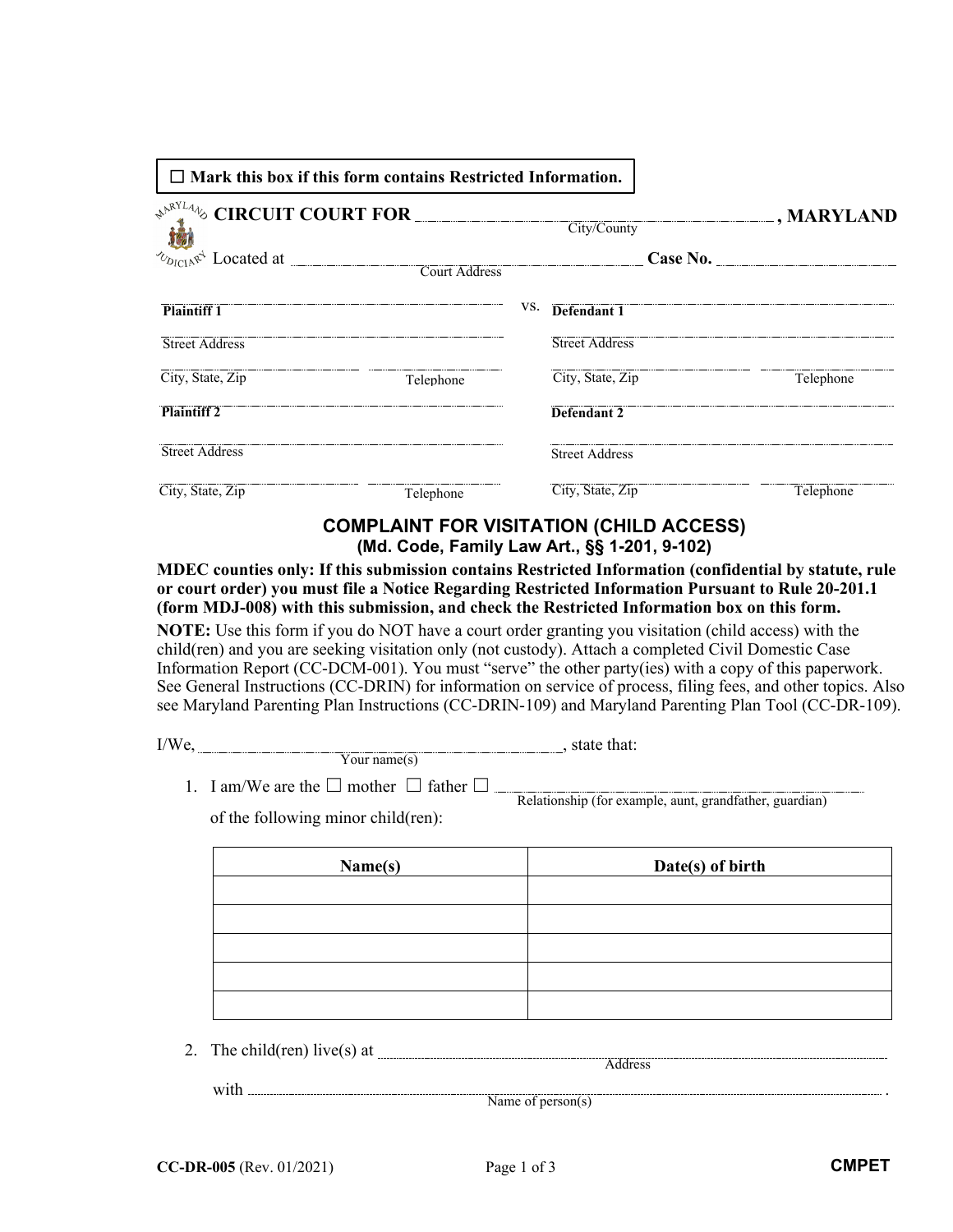☐ **Mark this box if this form contains Restricted Information.**

**CIRCUIT COURT FOR** ______________________ **, MARYLAND**
City/County

Located at ______________________ **Case No.** ____________
Court Address

| | vs. | |
|---|---|---|
| **Plaintiff 1** | | **Defendant 1** |
| Street Address | | Street Address |
| City, State, Zip &nbsp;&nbsp;&nbsp; Telephone | | City, State, Zip &nbsp;&nbsp;&nbsp; Telephone |
| **Plaintiff 2** | | **Defendant 2** |
| Street Address | | Street Address |
| City, State, Zip &nbsp;&nbsp;&nbsp; Telephone | | City, State, Zip &nbsp;&nbsp;&nbsp; Telephone |

## COMPLAINT FOR VISITATION (CHILD ACCESS)
### (Md. Code, Family Law Art., §§ 1-201, 9-102)

**MDEC counties only: If this submission contains Restricted Information (confidential by statute, rule or court order) you must file a Notice Regarding Restricted Information Pursuant to Rule 20-201.1 (form MDJ-008) with this submission, and check the Restricted Information box on this form.**

**NOTE:** Use this form if you do NOT have a court order granting you visitation (child access) with the child(ren) and you are seeking visitation only (not custody). Attach a completed Civil Domestic Case Information Report (CC-DCM-001). You must "serve" the other party(ies) with a copy of this paperwork. See General Instructions (CC-DRIN) for information on service of process, filing fees, and other topics. Also see Maryland Parenting Plan Instructions (CC-DRIN-109) and Maryland Parenting Plan Tool (CC-DR-109).

I/We, ______________________, state that:
Your name(s)

1. I am/We are the ☐ mother ☐ father ☐ ______________________
   Relationship (for example, aunt, grandfather, guardian)

   of the following minor child(ren):

| Name(s) | Date(s) of birth |
|---|---|
| | |
| | |
| | |
| | |
| | |

2. The child(ren) live(s) at ______________________
   Address

   with ______________________ .
   Name of person(s)

CC-DR-005 (Rev. 01/2021) &nbsp;&nbsp;&nbsp; **CMPET**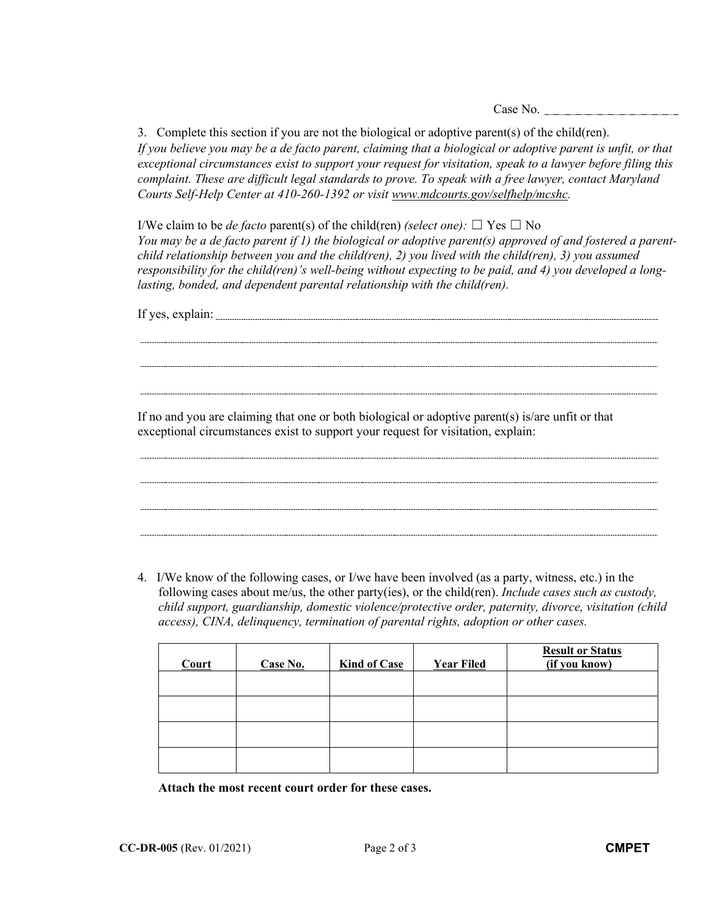Case No. ____________________

3. Complete this section if you are not the biological or adoptive parent(s) of the child(ren).
*If you believe you may be a de facto parent, claiming that a biological or adoptive parent is unfit, or that exceptional circumstances exist to support your request for visitation, speak to a lawyer before filing this complaint. These are difficult legal standards to prove. To speak with a free lawyer, contact Maryland Courts Self-Help Center at 410-260-1392 or visit www.mdcourts.gov/selfhelp/mcshc.*

I/We claim to be *de facto* parent(s) of the child(ren) *(select one):* ☐ Yes ☐ No
*You may be a de facto parent if 1) the biological or adoptive parent(s) approved of and fostered a parent-child relationship between you and the child(ren), 2) you lived with the child(ren), 3) you assumed responsibility for the child(ren)'s well-being without expecting to be paid, and 4) you developed a long-lasting, bonded, and dependent parental relationship with the child(ren).*

If yes, explain: ________________________________________________________________

________________________________________________________________

________________________________________________________________

________________________________________________________________

If no and you are claiming that one or both biological or adoptive parent(s) is/are unfit or that exceptional circumstances exist to support your request for visitation, explain:

________________________________________________________________

________________________________________________________________

________________________________________________________________

________________________________________________________________

4. I/We know of the following cases, or I/we have been involved (as a party, witness, etc.) in the following cases about me/us, the other party(ies), or the child(ren). *Include cases such as custody, child support, guardianship, domestic violence/protective order, paternity, divorce, visitation (child access), CINA, delinquency, termination of parental rights, adoption or other cases.*

| Court | Case No. | Kind of Case | Year Filed | Result or Status (if you know) |
|---|---|---|---|---|
| | | | | |
| | | | | |
| | | | | |
| | | | | |

**Attach the most recent court order for these cases.**

**CC-DR-005** (Rev. 01/2021) **CMPET**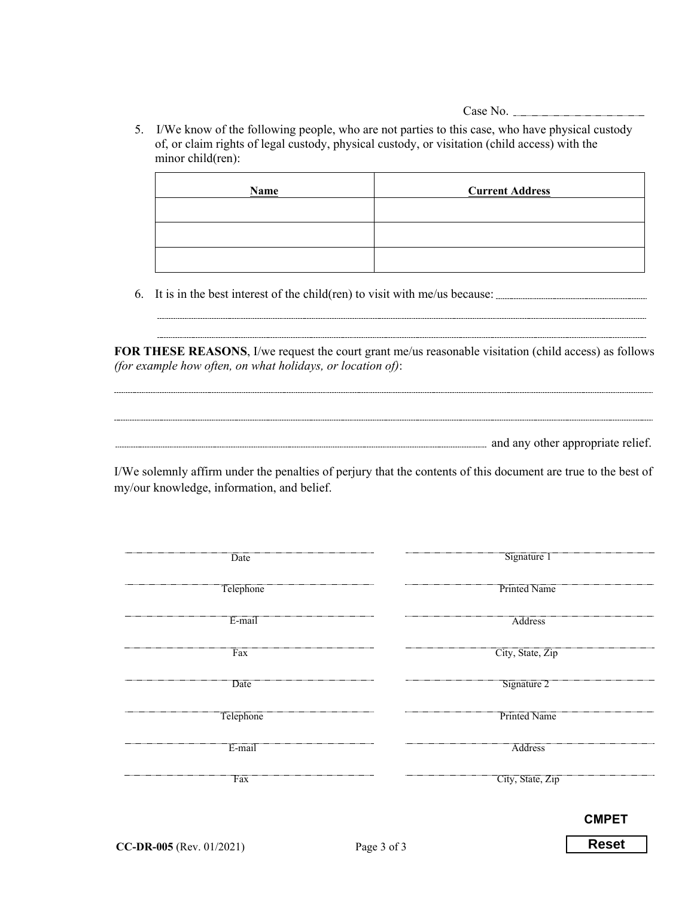Case No. ____________

5. I/We know of the following people, who are not parties to this case, who have physical custody of, or claim rights of legal custody, physical custody, or visitation (child access) with the minor child(ren):

| **Name** | **Current Address** |
|---|---|
| | |
| | |
| | |

6. It is in the best interest of the child(ren) to visit with me/us because: ____________________________________________

____________________________________________

____________________________________________

**FOR THESE REASONS**, I/we request the court grant me/us reasonable visitation (child access) as follows *(for example how often, on what holidays, or location of)*:

____________________________________________

____________________________________________

____________________________________________ and any other appropriate relief.

I/We solemnly affirm under the penalties of perjury that the contents of this document are true to the best of my/our knowledge, information, and belief.

| | |
|---|---|
| ____________________ Date | ____________________ Signature 1 |
| ____________________ Telephone | ____________________ Printed Name |
| ____________________ E-mail | ____________________ Address |
| ____________________ Fax | ____________________ City, State, Zip |
| ____________________ Date | ____________________ Signature 2 |
| ____________________ Telephone | ____________________ Printed Name |
| ____________________ E-mail | ____________________ Address |
| ____________________ Fax | ____________________ City, State, Zip |

**CMPET**

**CC-DR-005** (Rev. 01/2021)

**Reset**